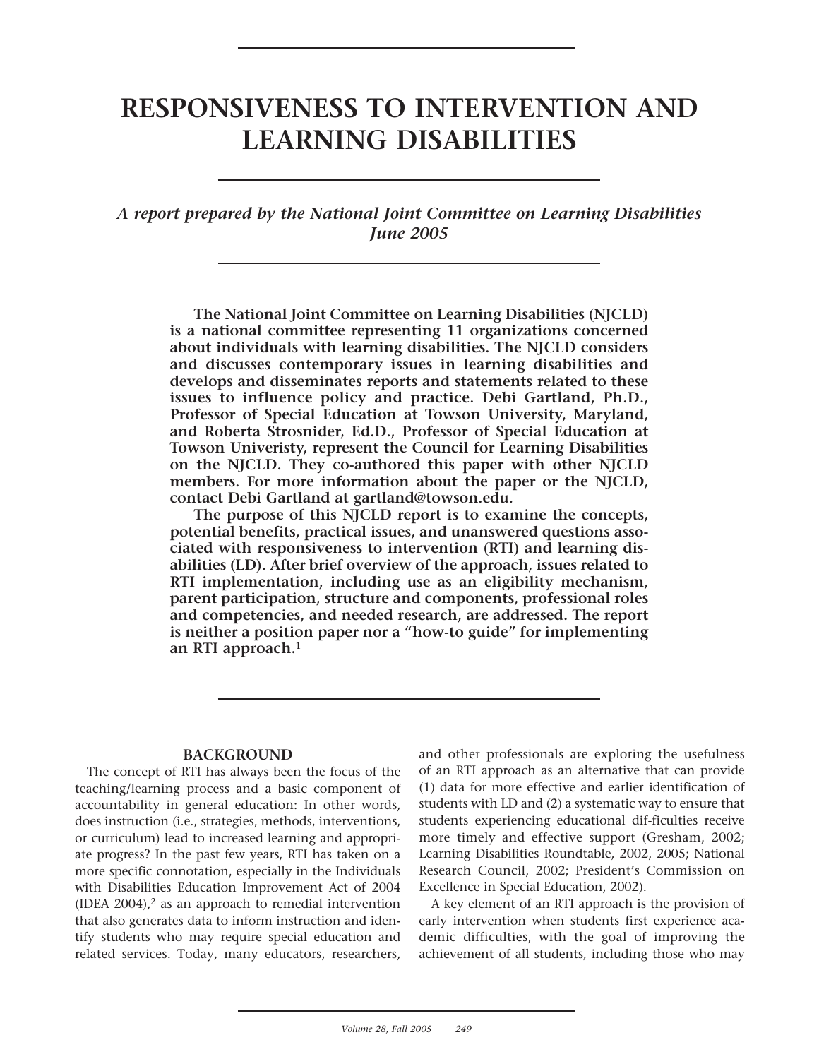# RESPONSIVENESS TO INTERVENTION AND LEARNING DISABILITIES

*A report prepared by the National Joint Committee on Learning Disabilities June 2005*

**The National Joint Committee on Learning Disabilities (NJCLD) is a national committee representing 11 organizations concerned about individuals with learning disabilities. The NJCLD considers and discusses contemporary issues in learning disabilities and develops and disseminates reports and statements related to these issues to influence policy and practice. Debi Gartland, Ph.D., Professor of Special Education at Towson University, Maryland, and Roberta Strosnider, Ed.D., Professor of Special Education at Towson Univeristy, represent the Council for Learning Disabilities on the NJCLD. They co-authored this paper with other NJCLD members. For more information about the paper or the NJCLD, contact Debi Gartland at gartland@towson.edu.**

**The purpose of this NJCLD report is to examine the concepts, potential benefits, practical issues, and unanswered questions associated with responsiveness to intervention (RTI) and learning disabilities (LD). After brief overview of the approach, issues related to RTI implementation, including use as an eligibility mechanism, parent participation, structure and components, professional roles and competencies, and needed research, are addressed. The report is neither a position paper nor a "how-to guide" for implementing an RTI approach.[1]**

## BACKGROUND

The concept of RTI has always been the focus of the teaching/learning process and a basic component of accountability in general education: In other words, does instruction (i.e., strategies, methods, interventions, or curriculum) lead to increased learning and appropriate progress? In the past few years, RTI has taken on a more specific connotation, especially in the Individuals with Disabilities Education Improvement Act of 2004 (IDEA 2004),[2] as an approach to remedial intervention that also generates data to inform instruction and identify students who may require special education and related services. Today, many educators, researchers, and other professionals are exploring the usefulness of an RTI approach as an alternative that can provide (1) data for more effective and earlier identification of students with LD and (2) a systematic way to ensure that students experiencing educational dif-ficulties receive more timely and effective support (Gresham, 2002; Learning Disabilities Roundtable, 2002, 2005; National Research Council, 2002; President's Commission on Excellence in Special Education, 2002).

A key element of an RTI approach is the provision of early intervention when students first experience academic difficulties, with the goal of improving the achievement of all students, including those who may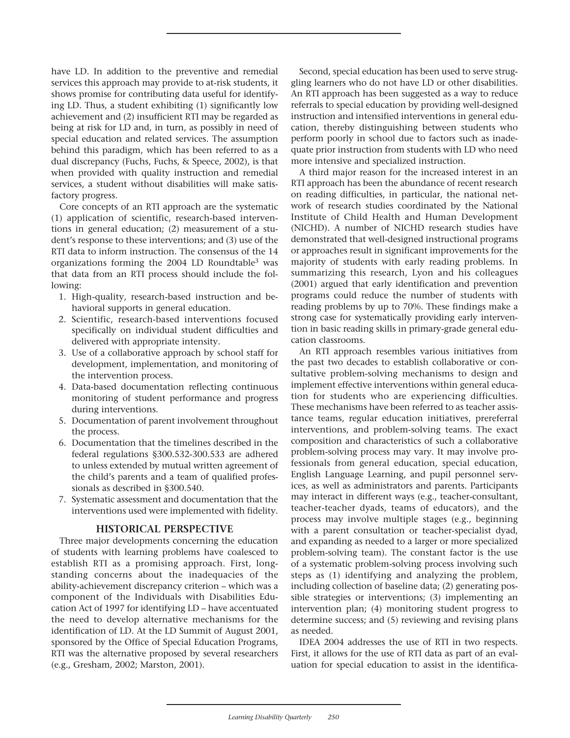have LD. In addition to the preventive and remedial services this approach may provide to at-risk students, it shows promise for contributing data useful for identifying LD. Thus, a student exhibiting (1) significantly low achievement and (2) insufficient RTI may be regarded as being at risk for LD and, in turn, as possibly in need of special education and related services. The assumption behind this paradigm, which has been referred to as a dual discrepancy (Fuchs, Fuchs, & Speece, 2002), is that when provided with quality instruction and remedial services, a student without disabilities will make satisfactory progress.

Core concepts of an RTI approach are the systematic (1) application of scientific, research-based interventions in general education; (2) measurement of a student's response to these interventions; and (3) use of the RTI data to inform instruction. The consensus of the 14 organizations forming the 2004 LD Roundtable[3] was that data from an RTI process should include the following:

1. High-quality, research-based instruction and behavioral supports in general education.
2. Scientific, research-based interventions focused specifically on individual student difficulties and delivered with appropriate intensity.
3. Use of a collaborative approach by school staff for development, implementation, and monitoring of the intervention process.
4. Data-based documentation reflecting continuous monitoring of student performance and progress during interventions.
5. Documentation of parent involvement throughout the process.
6. Documentation that the timelines described in the federal regulations §300.532-300.533 are adhered to unless extended by mutual written agreement of the child's parents and a team of qualified professionals as described in §300.540.
7. Systematic assessment and documentation that the interventions used were implemented with fidelity.

## HISTORICAL PERSPECTIVE

Three major developments concerning the education of students with learning problems have coalesced to establish RTI as a promising approach. First, long-standing concerns about the inadequacies of the ability-achievement discrepancy criterion – which was a component of the Individuals with Disabilities Education Act of 1997 for identifying LD – have accentuated the need to develop alternative mechanisms for the identification of LD. At the LD Summit of August 2001, sponsored by the Office of Special Education Programs, RTI was the alternative proposed by several researchers (e.g., Gresham, 2002; Marston, 2001).

Second, special education has been used to serve struggling learners who do not have LD or other disabilities. An RTI approach has been suggested as a way to reduce referrals to special education by providing well-designed instruction and intensified interventions in general education, thereby distinguishing between students who perform poorly in school due to factors such as inadequate prior instruction from students with LD who need more intensive and specialized instruction.

A third major reason for the increased interest in an RTI approach has been the abundance of recent research on reading difficulties, in particular, the national network of research studies coordinated by the National Institute of Child Health and Human Development (NICHD). A number of NICHD research studies have demonstrated that well-designed instructional programs or approaches result in significant improvements for the majority of students with early reading problems. In summarizing this research, Lyon and his colleagues (2001) argued that early identification and prevention programs could reduce the number of students with reading problems by up to 70%. These findings make a strong case for systematically providing early intervention in basic reading skills in primary-grade general education classrooms.

An RTI approach resembles various initiatives from the past two decades to establish collaborative or consultative problem-solving mechanisms to design and implement effective interventions within general education for students who are experiencing difficulties. These mechanisms have been referred to as teacher assistance teams, regular education initiatives, prereferral interventions, and problem-solving teams. The exact composition and characteristics of such a collaborative problem-solving process may vary. It may involve professionals from general education, special education, English Language Learning, and pupil personnel services, as well as administrators and parents. Participants may interact in different ways (e.g., teacher-consultant, teacher-teacher dyads, teams of educators), and the process may involve multiple stages (e.g., beginning with a parent consultation or teacher-specialist dyad, and expanding as needed to a larger or more specialized problem-solving team). The constant factor is the use of a systematic problem-solving process involving such steps as (1) identifying and analyzing the problem, including collection of baseline data; (2) generating possible strategies or interventions; (3) implementing an intervention plan; (4) monitoring student progress to determine success; and (5) reviewing and revising plans as needed.

IDEA 2004 addresses the use of RTI in two respects. First, it allows for the use of RTI data as part of an evaluation for special education to assist in the identifica-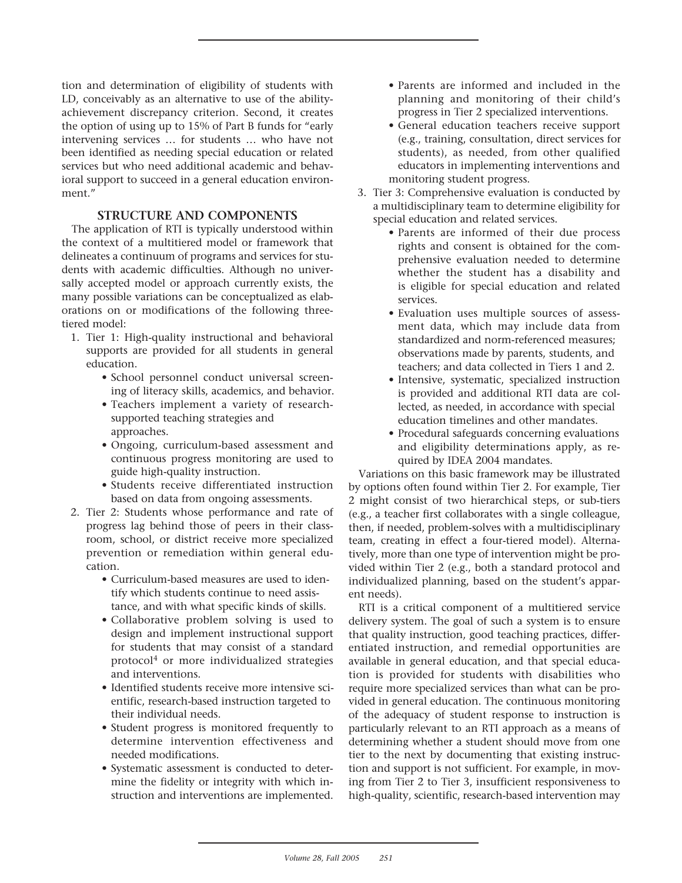tion and determination of eligibility of students with LD, conceivably as an alternative to use of the ability-achievement discrepancy criterion. Second, it creates the option of using up to 15% of Part B funds for "early intervening services … for students … who have not been identified as needing special education or related services but who need additional academic and behavioral support to succeed in a general education environment."

## STRUCTURE AND COMPONENTS

The application of RTI is typically understood within the context of a multitiered model or framework that delineates a continuum of programs and services for students with academic difficulties. Although no universally accepted model or approach currently exists, the many possible variations can be conceptualized as elaborations on or modifications of the following three-tiered model:

1. Tier 1: High-quality instructional and behavioral supports are provided for all students in general education.
   - School personnel conduct universal screening of literacy skills, academics, and behavior.
   - Teachers implement a variety of research-supported teaching strategies and approaches.
   - Ongoing, curriculum-based assessment and continuous progress monitoring are used to guide high-quality instruction.
   - Students receive differentiated instruction based on data from ongoing assessments.
2. Tier 2: Students whose performance and rate of progress lag behind those of peers in their classroom, school, or district receive more specialized prevention or remediation within general education.
   - Curriculum-based measures are used to identify which students continue to need assistance, and with what specific kinds of skills.
   - Collaborative problem solving is used to design and implement instructional support for students that may consist of a standard protocol[4] or more individualized strategies and interventions.
   - Identified students receive more intensive scientific, research-based instruction targeted to their individual needs.
   - Student progress is monitored frequently to determine intervention effectiveness and needed modifications.
   - Systematic assessment is conducted to determine the fidelity or integrity with which instruction and interventions are implemented.
   - Parents are informed and included in the planning and monitoring of their child's progress in Tier 2 specialized interventions.
   - General education teachers receive support (e.g., training, consultation, direct services for students), as needed, from other qualified educators in implementing interventions and monitoring student progress.
3. Tier 3: Comprehensive evaluation is conducted by a multidisciplinary team to determine eligibility for special education and related services.
   - Parents are informed of their due process rights and consent is obtained for the comprehensive evaluation needed to determine whether the student has a disability and is eligible for special education and related services.
   - Evaluation uses multiple sources of assessment data, which may include data from standardized and norm-referenced measures; observations made by parents, students, and teachers; and data collected in Tiers 1 and 2.
   - Intensive, systematic, specialized instruction is provided and additional RTI data are collected, as needed, in accordance with special education timelines and other mandates.
   - Procedural safeguards concerning evaluations and eligibility determinations apply, as required by IDEA 2004 mandates.

Variations on this basic framework may be illustrated by options often found within Tier 2. For example, Tier 2 might consist of two hierarchical steps, or sub-tiers (e.g., a teacher first collaborates with a single colleague, then, if needed, problem-solves with a multidisciplinary team, creating in effect a four-tiered model). Alternatively, more than one type of intervention might be provided within Tier 2 (e.g., both a standard protocol and individualized planning, based on the student's apparent needs).

RTI is a critical component of a multitiered service delivery system. The goal of such a system is to ensure that quality instruction, good teaching practices, differentiated instruction, and remedial opportunities are available in general education, and that special education is provided for students with disabilities who require more specialized services than what can be provided in general education. The continuous monitoring of the adequacy of student response to instruction is particularly relevant to an RTI approach as a means of determining whether a student should move from one tier to the next by documenting that existing instruction and support is not sufficient. For example, in moving from Tier 2 to Tier 3, insufficient responsiveness to high-quality, scientific, research-based intervention may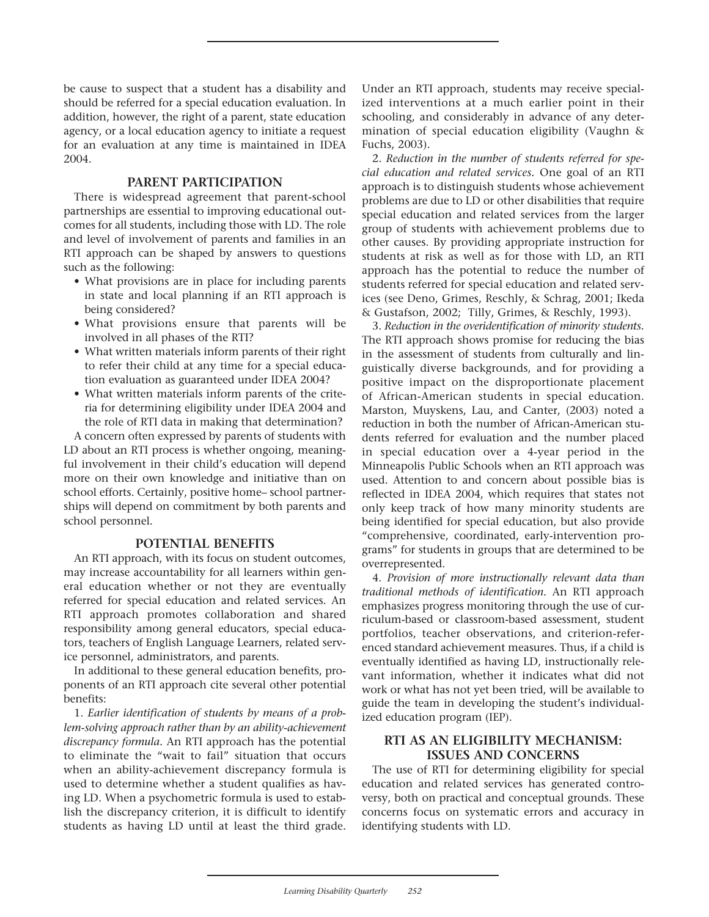be cause to suspect that a student has a disability and should be referred for a special education evaluation. In addition, however, the right of a parent, state education agency, or a local education agency to initiate a request for an evaluation at any time is maintained in IDEA 2004.

## PARENT PARTICIPATION

There is widespread agreement that parent-school partnerships are essential to improving educational outcomes for all students, including those with LD. The role and level of involvement of parents and families in an RTI approach can be shaped by answers to questions such as the following:

- What provisions are in place for including parents in state and local planning if an RTI approach is being considered?
- What provisions ensure that parents will be involved in all phases of the RTI?
- What written materials inform parents of their right to refer their child at any time for a special education evaluation as guaranteed under IDEA 2004?
- What written materials inform parents of the criteria for determining eligibility under IDEA 2004 and the role of RTI data in making that determination?

A concern often expressed by parents of students with LD about an RTI process is whether ongoing, meaningful involvement in their child's education will depend more on their own knowledge and initiative than on school efforts. Certainly, positive home– school partnerships will depend on commitment by both parents and school personnel.

## POTENTIAL BENEFITS

An RTI approach, with its focus on student outcomes, may increase accountability for all learners within general education whether or not they are eventually referred for special education and related services. An RTI approach promotes collaboration and shared responsibility among general educators, special educators, teachers of English Language Learners, related service personnel, administrators, and parents.

In additional to these general education benefits, proponents of an RTI approach cite several other potential benefits:

1. *Earlier identification of students by means of a problem-solving approach rather than by an ability-achievement discrepancy formula.* An RTI approach has the potential to eliminate the "wait to fail" situation that occurs when an ability-achievement discrepancy formula is used to determine whether a student qualifies as having LD. When a psychometric formula is used to establish the discrepancy criterion, it is difficult to identify students as having LD until at least the third grade. Under an RTI approach, students may receive specialized interventions at a much earlier point in their schooling, and considerably in advance of any determination of special education eligibility (Vaughn & Fuchs, 2003).

2. *Reduction in the number of students referred for special education and related services.* One goal of an RTI approach is to distinguish students whose achievement problems are due to LD or other disabilities that require special education and related services from the larger group of students with achievement problems due to other causes. By providing appropriate instruction for students at risk as well as for those with LD, an RTI approach has the potential to reduce the number of students referred for special education and related services (see Deno, Grimes, Reschly, & Schrag, 2001; Ikeda & Gustafson, 2002; Tilly, Grimes, & Reschly, 1993).

3. *Reduction in the overidentification of minority students.* The RTI approach shows promise for reducing the bias in the assessment of students from culturally and linguistically diverse backgrounds, and for providing a positive impact on the disproportionate placement of African-American students in special education. Marston, Muyskens, Lau, and Canter, (2003) noted a reduction in both the number of African-American students referred for evaluation and the number placed in special education over a 4-year period in the Minneapolis Public Schools when an RTI approach was used. Attention to and concern about possible bias is reflected in IDEA 2004, which requires that states not only keep track of how many minority students are being identified for special education, but also provide "comprehensive, coordinated, early-intervention programs" for students in groups that are determined to be overrepresented.

4. *Provision of more instructionally relevant data than traditional methods of identification.* An RTI approach emphasizes progress monitoring through the use of curriculum-based or classroom-based assessment, student portfolios, teacher observations, and criterion-referenced standard achievement measures. Thus, if a child is eventually identified as having LD, instructionally relevant information, whether it indicates what did not work or what has not yet been tried, will be available to guide the team in developing the student's individualized education program (IEP).

## RTI AS AN ELIGIBILITY MECHANISM: ISSUES AND CONCERNS

The use of RTI for determining eligibility for special education and related services has generated controversy, both on practical and conceptual grounds. These concerns focus on systematic errors and accuracy in identifying students with LD.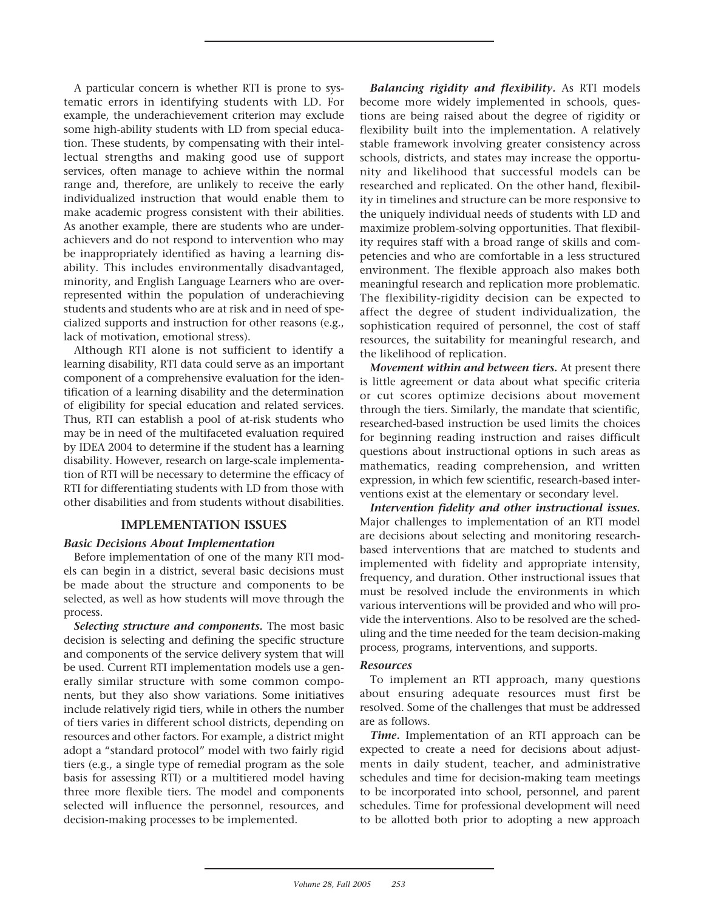A particular concern is whether RTI is prone to systematic errors in identifying students with LD. For example, the underachievement criterion may exclude some high-ability students with LD from special education. These students, by compensating with their intellectual strengths and making good use of support services, often manage to achieve within the normal range and, therefore, are unlikely to receive the early individualized instruction that would enable them to make academic progress consistent with their abilities. As another example, there are students who are underachievers and do not respond to intervention who may be inappropriately identified as having a learning disability. This includes environmentally disadvantaged, minority, and English Language Learners who are overrepresented within the population of underachieving students and students who are at risk and in need of specialized supports and instruction for other reasons (e.g., lack of motivation, emotional stress).

Although RTI alone is not sufficient to identify a learning disability, RTI data could serve as an important component of a comprehensive evaluation for the identification of a learning disability and the determination of eligibility for special education and related services. Thus, RTI can establish a pool of at-risk students who may be in need of the multifaceted evaluation required by IDEA 2004 to determine if the student has a learning disability. However, research on large-scale implementation of RTI will be necessary to determine the efficacy of RTI for differentiating students with LD from those with other disabilities and from students without disabilities.

## IMPLEMENTATION ISSUES

### *Basic Decisions About Implementation*

Before implementation of one of the many RTI models can begin in a district, several basic decisions must be made about the structure and components to be selected, as well as how students will move through the process.

***Selecting structure and components.*** The most basic decision is selecting and defining the specific structure and components of the service delivery system that will be used. Current RTI implementation models use a generally similar structure with some common components, but they also show variations. Some initiatives include relatively rigid tiers, while in others the number of tiers varies in different school districts, depending on resources and other factors. For example, a district might adopt a "standard protocol" model with two fairly rigid tiers (e.g., a single type of remedial program as the sole basis for assessing RTI) or a multitiered model having three more flexible tiers. The model and components selected will influence the personnel, resources, and decision-making processes to be implemented.

***Balancing rigidity and flexibility.*** As RTI models become more widely implemented in schools, questions are being raised about the degree of rigidity or flexibility built into the implementation. A relatively stable framework involving greater consistency across schools, districts, and states may increase the opportunity and likelihood that successful models can be researched and replicated. On the other hand, flexibility in timelines and structure can be more responsive to the uniquely individual needs of students with LD and maximize problem-solving opportunities. That flexibility requires staff with a broad range of skills and competencies and who are comfortable in a less structured environment. The flexible approach also makes both meaningful research and replication more problematic. The flexibility-rigidity decision can be expected to affect the degree of student individualization, the sophistication required of personnel, the cost of staff resources, the suitability for meaningful research, and the likelihood of replication.

***Movement within and between tiers.*** At present there is little agreement or data about what specific criteria or cut scores optimize decisions about movement through the tiers. Similarly, the mandate that scientific, researched-based instruction be used limits the choices for beginning reading instruction and raises difficult questions about instructional options in such areas as mathematics, reading comprehension, and written expression, in which few scientific, research-based interventions exist at the elementary or secondary level.

***Intervention fidelity and other instructional issues.*** Major challenges to implementation of an RTI model are decisions about selecting and monitoring research-based interventions that are matched to students and implemented with fidelity and appropriate intensity, frequency, and duration. Other instructional issues that must be resolved include the environments in which various interventions will be provided and who will provide the interventions. Also to be resolved are the scheduling and the time needed for the team decision-making process, programs, interventions, and supports.

### *Resources*

To implement an RTI approach, many questions about ensuring adequate resources must first be resolved. Some of the challenges that must be addressed are as follows.

***Time.*** Implementation of an RTI approach can be expected to create a need for decisions about adjustments in daily student, teacher, and administrative schedules and time for decision-making team meetings to be incorporated into school, personnel, and parent schedules. Time for professional development will need to be allotted both prior to adopting a new approach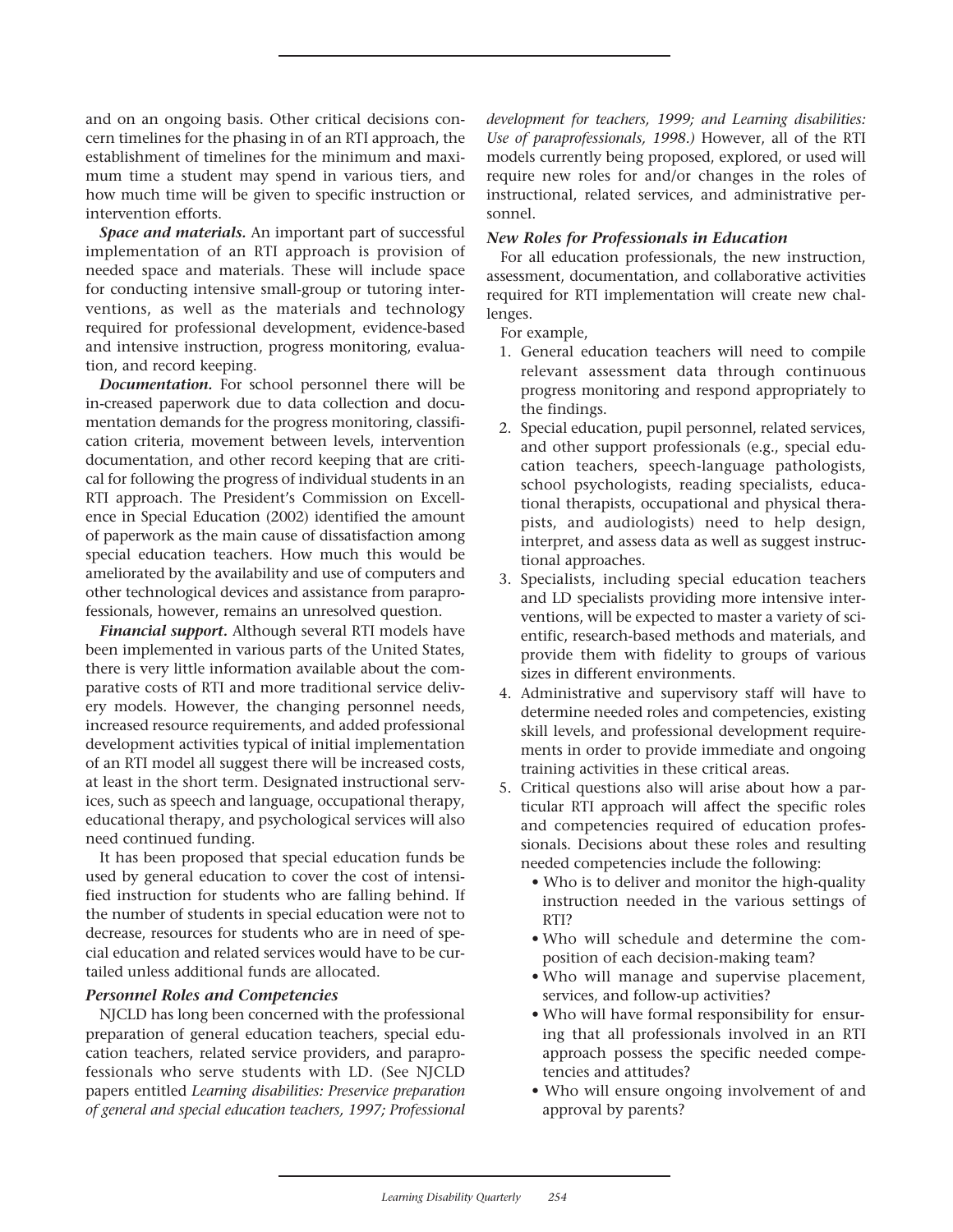and on an ongoing basis. Other critical decisions concern timelines for the phasing in of an RTI approach, the establishment of timelines for the minimum and maximum time a student may spend in various tiers, and how much time will be given to specific instruction or intervention efforts.

***Space and materials.*** An important part of successful implementation of an RTI approach is provision of needed space and materials. These will include space for conducting intensive small-group or tutoring interventions, as well as the materials and technology required for professional development, evidence-based and intensive instruction, progress monitoring, evaluation, and record keeping.

***Documentation.*** For school personnel there will be in-creased paperwork due to data collection and documentation demands for the progress monitoring, classification criteria, movement between levels, intervention documentation, and other record keeping that are critical for following the progress of individual students in an RTI approach. The President's Commission on Excellence in Special Education (2002) identified the amount of paperwork as the main cause of dissatisfaction among special education teachers. How much this would be ameliorated by the availability and use of computers and other technological devices and assistance from paraprofessionals, however, remains an unresolved question.

***Financial support.*** Although several RTI models have been implemented in various parts of the United States, there is very little information available about the comparative costs of RTI and more traditional service delivery models. However, the changing personnel needs, increased resource requirements, and added professional development activities typical of initial implementation of an RTI model all suggest there will be increased costs, at least in the short term. Designated instructional services, such as speech and language, occupational therapy, educational therapy, and psychological services will also need continued funding.

It has been proposed that special education funds be used by general education to cover the cost of intensified instruction for students who are falling behind. If the number of students in special education were not to decrease, resources for students who are in need of special education and related services would have to be curtailed unless additional funds are allocated.

### *Personnel Roles and Competencies*

NJCLD has long been concerned with the professional preparation of general education teachers, special education teachers, related service providers, and paraprofessionals who serve students with LD. (See NJCLD papers entitled *Learning disabilities: Preservice preparation of general and special education teachers, 1997; Professional development for teachers, 1999; and Learning disabilities: Use of paraprofessionals, 1998.)* However, all of the RTI models currently being proposed, explored, or used will require new roles for and/or changes in the roles of instructional, related services, and administrative personnel.

### *New Roles for Professionals in Education*

For all education professionals, the new instruction, assessment, documentation, and collaborative activities required for RTI implementation will create new challenges.

For example,

1. General education teachers will need to compile relevant assessment data through continuous progress monitoring and respond appropriately to the findings.
2. Special education, pupil personnel, related services, and other support professionals (e.g., special education teachers, speech-language pathologists, school psychologists, reading specialists, educational therapists, occupational and physical therapists, and audiologists) need to help design, interpret, and assess data as well as suggest instructional approaches.
3. Specialists, including special education teachers and LD specialists providing more intensive interventions, will be expected to master a variety of scientific, research-based methods and materials, and provide them with fidelity to groups of various sizes in different environments.
4. Administrative and supervisory staff will have to determine needed roles and competencies, existing skill levels, and professional development requirements in order to provide immediate and ongoing training activities in these critical areas.
5. Critical questions also will arise about how a particular RTI approach will affect the specific roles and competencies required of education professionals. Decisions about these roles and resulting needed competencies include the following:
   - Who is to deliver and monitor the high-quality instruction needed in the various settings of RTI?
   - Who will schedule and determine the composition of each decision-making team?
   - Who will manage and supervise placement, services, and follow-up activities?
   - Who will have formal responsibility for ensuring that all professionals involved in an RTI approach possess the specific needed competencies and attitudes?
   - Who will ensure ongoing involvement of and approval by parents?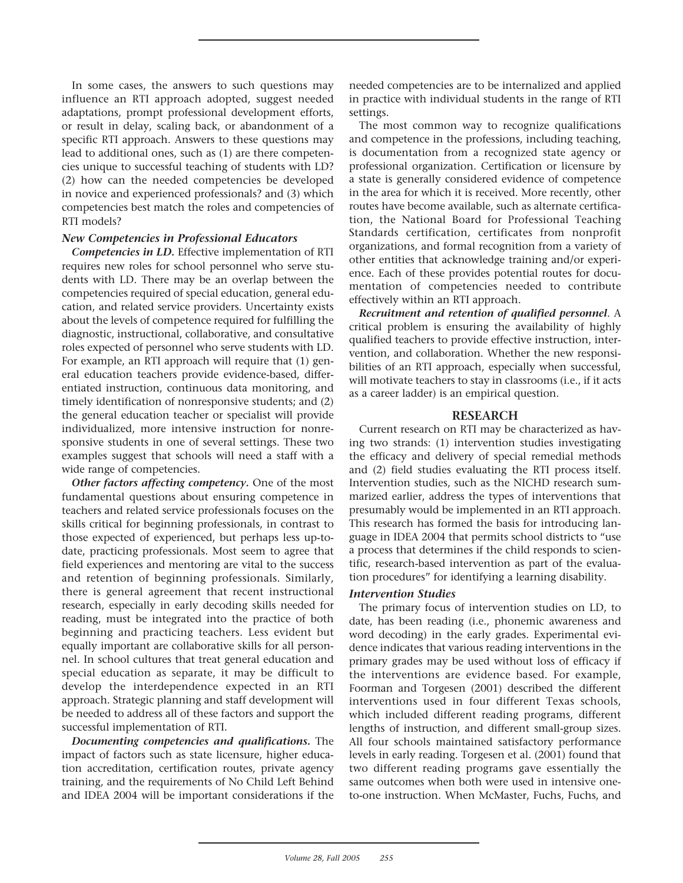In some cases, the answers to such questions may influence an RTI approach adopted, suggest needed adaptations, prompt professional development efforts, or result in delay, scaling back, or abandonment of a specific RTI approach. Answers to these questions may lead to additional ones, such as (1) are there competencies unique to successful teaching of students with LD? (2) how can the needed competencies be developed in novice and experienced professionals? and (3) which competencies best match the roles and competencies of RTI models?

### *New Competencies in Professional Educators*

***Competencies in LD.*** Effective implementation of RTI requires new roles for school personnel who serve students with LD. There may be an overlap between the competencies required of special education, general education, and related service providers. Uncertainty exists about the levels of competence required for fulfilling the diagnostic, instructional, collaborative, and consultative roles expected of personnel who serve students with LD. For example, an RTI approach will require that (1) general education teachers provide evidence-based, differentiated instruction, continuous data monitoring, and timely identification of nonresponsive students; and (2) the general education teacher or specialist will provide individualized, more intensive instruction for nonresponsive students in one of several settings. These two examples suggest that schools will need a staff with a wide range of competencies.

***Other factors affecting competency.*** One of the most fundamental questions about ensuring competence in teachers and related service professionals focuses on the skills critical for beginning professionals, in contrast to those expected of experienced, but perhaps less up-to-date, practicing professionals. Most seem to agree that field experiences and mentoring are vital to the success and retention of beginning professionals. Similarly, there is general agreement that recent instructional research, especially in early decoding skills needed for reading, must be integrated into the practice of both beginning and practicing teachers. Less evident but equally important are collaborative skills for all personnel. In school cultures that treat general education and special education as separate, it may be difficult to develop the interdependence expected in an RTI approach. Strategic planning and staff development will be needed to address all of these factors and support the successful implementation of RTI.

***Documenting competencies and qualifications.*** The impact of factors such as state licensure, higher education accreditation, certification routes, private agency training, and the requirements of No Child Left Behind and IDEA 2004 will be important considerations if the needed competencies are to be internalized and applied in practice with individual students in the range of RTI settings.

The most common way to recognize qualifications and competence in the professions, including teaching, is documentation from a recognized state agency or professional organization. Certification or licensure by a state is generally considered evidence of competence in the area for which it is received. More recently, other routes have become available, such as alternate certification, the National Board for Professional Teaching Standards certification, certificates from nonprofit organizations, and formal recognition from a variety of other entities that acknowledge training and/or experience. Each of these provides potential routes for documentation of competencies needed to contribute effectively within an RTI approach.

***Recruitment and retention of qualified personnel.*** A critical problem is ensuring the availability of highly qualified teachers to provide effective instruction, intervention, and collaboration. Whether the new responsibilities of an RTI approach, especially when successful, will motivate teachers to stay in classrooms (i.e., if it acts as a career ladder) is an empirical question.

## RESEARCH

Current research on RTI may be characterized as having two strands: (1) intervention studies investigating the efficacy and delivery of special remedial methods and (2) field studies evaluating the RTI process itself. Intervention studies, such as the NICHD research summarized earlier, address the types of interventions that presumably would be implemented in an RTI approach. This research has formed the basis for introducing language in IDEA 2004 that permits school districts to "use a process that determines if the child responds to scientific, research-based intervention as part of the evaluation procedures" for identifying a learning disability.

### *Intervention Studies*

The primary focus of intervention studies on LD, to date, has been reading (i.e., phonemic awareness and word decoding) in the early grades. Experimental evidence indicates that various reading interventions in the primary grades may be used without loss of efficacy if the interventions are evidence based. For example, Foorman and Torgesen (2001) described the different interventions used in four different Texas schools, which included different reading programs, different lengths of instruction, and different small-group sizes. All four schools maintained satisfactory performance levels in early reading. Torgesen et al. (2001) found that two different reading programs gave essentially the same outcomes when both were used in intensive one-to-one instruction. When McMaster, Fuchs, Fuchs, and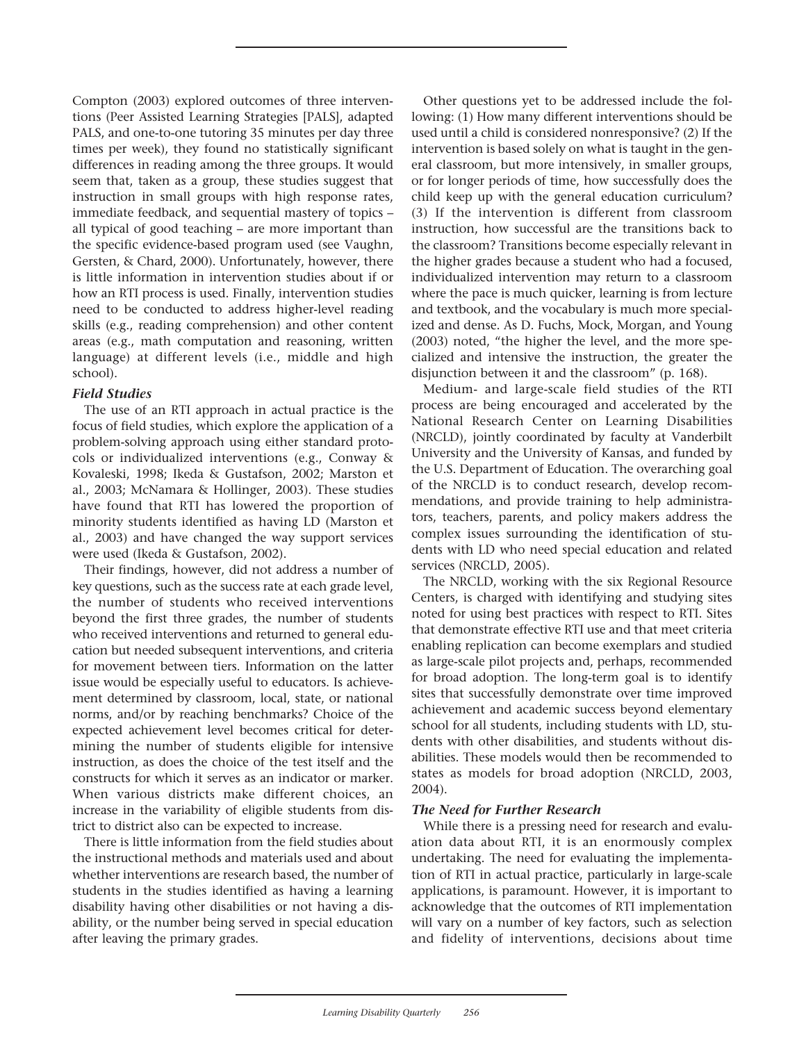Compton (2003) explored outcomes of three interventions (Peer Assisted Learning Strategies [PALS], adapted PALS, and one-to-one tutoring 35 minutes per day three times per week), they found no statistically significant differences in reading among the three groups. It would seem that, taken as a group, these studies suggest that instruction in small groups with high response rates, immediate feedback, and sequential mastery of topics – all typical of good teaching – are more important than the specific evidence-based program used (see Vaughn, Gersten, & Chard, 2000). Unfortunately, however, there is little information in intervention studies about if or how an RTI process is used. Finally, intervention studies need to be conducted to address higher-level reading skills (e.g., reading comprehension) and other content areas (e.g., math computation and reasoning, written language) at different levels (i.e., middle and high school).

### *Field Studies*

The use of an RTI approach in actual practice is the focus of field studies, which explore the application of a problem-solving approach using either standard protocols or individualized interventions (e.g., Conway & Kovaleski, 1998; Ikeda & Gustafson, 2002; Marston et al., 2003; McNamara & Hollinger, 2003). These studies have found that RTI has lowered the proportion of minority students identified as having LD (Marston et al., 2003) and have changed the way support services were used (Ikeda & Gustafson, 2002).

Their findings, however, did not address a number of key questions, such as the success rate at each grade level, the number of students who received interventions beyond the first three grades, the number of students who received interventions and returned to general education but needed subsequent interventions, and criteria for movement between tiers. Information on the latter issue would be especially useful to educators. Is achievement determined by classroom, local, state, or national norms, and/or by reaching benchmarks? Choice of the expected achievement level becomes critical for determining the number of students eligible for intensive instruction, as does the choice of the test itself and the constructs for which it serves as an indicator or marker. When various districts make different choices, an increase in the variability of eligible students from district to district also can be expected to increase.

There is little information from the field studies about the instructional methods and materials used and about whether interventions are research based, the number of students in the studies identified as having a learning disability having other disabilities or not having a disability, or the number being served in special education after leaving the primary grades.

Other questions yet to be addressed include the following: (1) How many different interventions should be used until a child is considered nonresponsive? (2) If the intervention is based solely on what is taught in the general classroom, but more intensively, in smaller groups, or for longer periods of time, how successfully does the child keep up with the general education curriculum? (3) If the intervention is different from classroom instruction, how successful are the transitions back to the classroom? Transitions become especially relevant in the higher grades because a student who had a focused, individualized intervention may return to a classroom where the pace is much quicker, learning is from lecture and textbook, and the vocabulary is much more specialized and dense. As D. Fuchs, Mock, Morgan, and Young (2003) noted, "the higher the level, and the more specialized and intensive the instruction, the greater the disjunction between it and the classroom" (p. 168).

Medium- and large-scale field studies of the RTI process are being encouraged and accelerated by the National Research Center on Learning Disabilities (NRCLD), jointly coordinated by faculty at Vanderbilt University and the University of Kansas, and funded by the U.S. Department of Education. The overarching goal of the NRCLD is to conduct research, develop recommendations, and provide training to help administrators, teachers, parents, and policy makers address the complex issues surrounding the identification of students with LD who need special education and related services (NRCLD, 2005).

The NRCLD, working with the six Regional Resource Centers, is charged with identifying and studying sites noted for using best practices with respect to RTI. Sites that demonstrate effective RTI use and that meet criteria enabling replication can become exemplars and studied as large-scale pilot projects and, perhaps, recommended for broad adoption. The long-term goal is to identify sites that successfully demonstrate over time improved achievement and academic success beyond elementary school for all students, including students with LD, students with other disabilities, and students without disabilities. These models would then be recommended to states as models for broad adoption (NRCLD, 2003, 2004).

### *The Need for Further Research*

While there is a pressing need for research and evaluation data about RTI, it is an enormously complex undertaking. The need for evaluating the implementation of RTI in actual practice, particularly in large-scale applications, is paramount. However, it is important to acknowledge that the outcomes of RTI implementation will vary on a number of key factors, such as selection and fidelity of interventions, decisions about time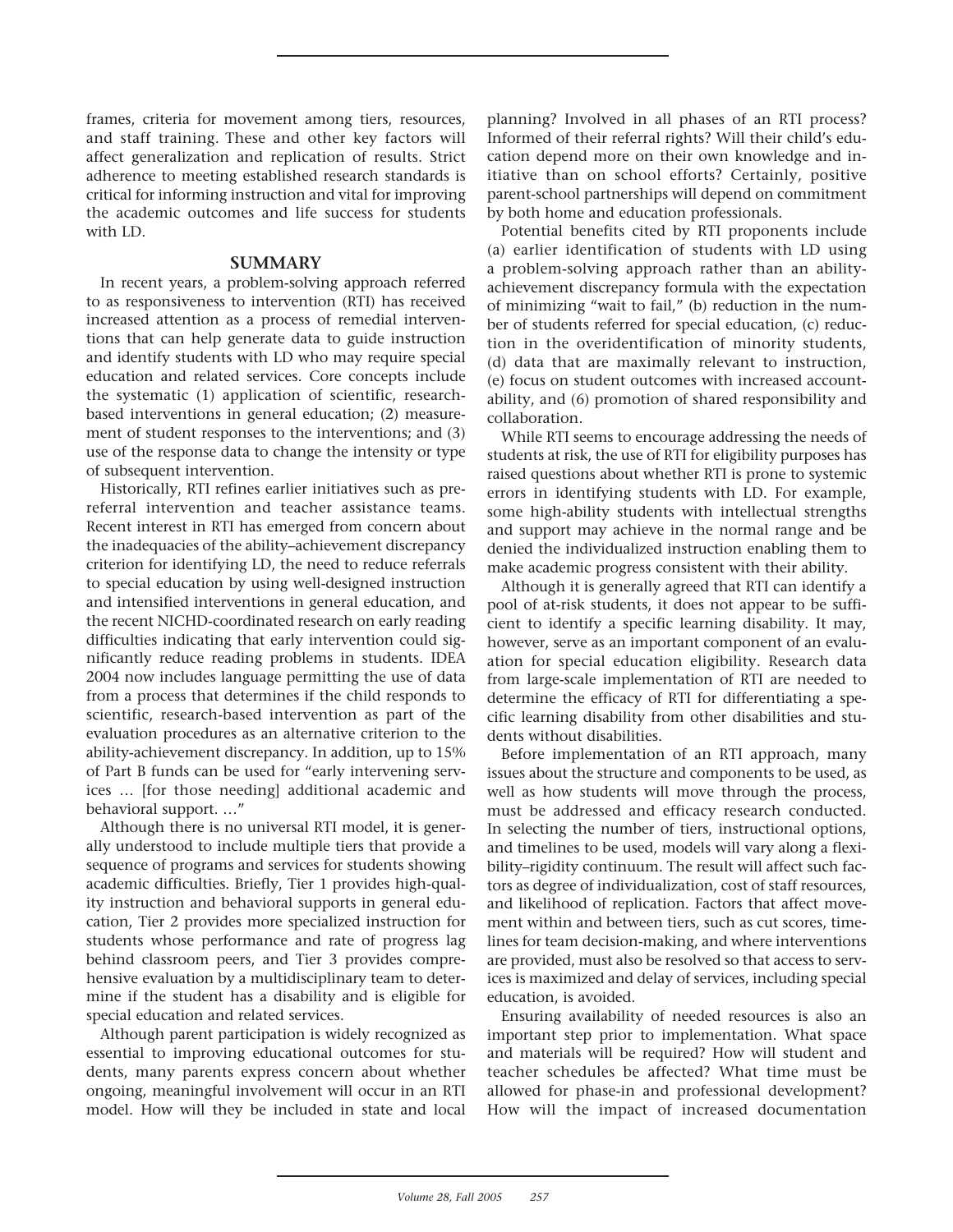frames, criteria for movement among tiers, resources, and staff training. These and other key factors will affect generalization and replication of results. Strict adherence to meeting established research standards is critical for informing instruction and vital for improving the academic outcomes and life success for students with LD.

## SUMMARY

In recent years, a problem-solving approach referred to as responsiveness to intervention (RTI) has received increased attention as a process of remedial interventions that can help generate data to guide instruction and identify students with LD who may require special education and related services. Core concepts include the systematic (1) application of scientific, research-based interventions in general education; (2) measurement of student responses to the interventions; and (3) use of the response data to change the intensity or type of subsequent intervention.

Historically, RTI refines earlier initiatives such as prereferral intervention and teacher assistance teams. Recent interest in RTI has emerged from concern about the inadequacies of the ability–achievement discrepancy criterion for identifying LD, the need to reduce referrals to special education by using well-designed instruction and intensified interventions in general education, and the recent NICHD-coordinated research on early reading difficulties indicating that early intervention could significantly reduce reading problems in students. IDEA 2004 now includes language permitting the use of data from a process that determines if the child responds to scientific, research-based intervention as part of the evaluation procedures as an alternative criterion to the ability-achievement discrepancy. In addition, up to 15% of Part B funds can be used for "early intervening services … [for those needing] additional academic and behavioral support. …"

Although there is no universal RTI model, it is generally understood to include multiple tiers that provide a sequence of programs and services for students showing academic difficulties. Briefly, Tier 1 provides high-quality instruction and behavioral supports in general education, Tier 2 provides more specialized instruction for students whose performance and rate of progress lag behind classroom peers, and Tier 3 provides comprehensive evaluation by a multidisciplinary team to determine if the student has a disability and is eligible for special education and related services.

Although parent participation is widely recognized as essential to improving educational outcomes for students, many parents express concern about whether ongoing, meaningful involvement will occur in an RTI model. How will they be included in state and local planning? Involved in all phases of an RTI process? Informed of their referral rights? Will their child's education depend more on their own knowledge and initiative than on school efforts? Certainly, positive parent-school partnerships will depend on commitment by both home and education professionals.

Potential benefits cited by RTI proponents include (a) earlier identification of students with LD using a problem-solving approach rather than an ability-achievement discrepancy formula with the expectation of minimizing "wait to fail," (b) reduction in the number of students referred for special education, (c) reduction in the overidentification of minority students, (d) data that are maximally relevant to instruction, (e) focus on student outcomes with increased accountability, and (6) promotion of shared responsibility and collaboration.

While RTI seems to encourage addressing the needs of students at risk, the use of RTI for eligibility purposes has raised questions about whether RTI is prone to systemic errors in identifying students with LD. For example, some high-ability students with intellectual strengths and support may achieve in the normal range and be denied the individualized instruction enabling them to make academic progress consistent with their ability.

Although it is generally agreed that RTI can identify a pool of at-risk students, it does not appear to be sufficient to identify a specific learning disability. It may, however, serve as an important component of an evaluation for special education eligibility. Research data from large-scale implementation of RTI are needed to determine the efficacy of RTI for differentiating a specific learning disability from other disabilities and students without disabilities.

Before implementation of an RTI approach, many issues about the structure and components to be used, as well as how students will move through the process, must be addressed and efficacy research conducted. In selecting the number of tiers, instructional options, and timelines to be used, models will vary along a flexibility–rigidity continuum. The result will affect such factors as degree of individualization, cost of staff resources, and likelihood of replication. Factors that affect movement within and between tiers, such as cut scores, timelines for team decision-making, and where interventions are provided, must also be resolved so that access to services is maximized and delay of services, including special education, is avoided.

Ensuring availability of needed resources is also an important step prior to implementation. What space and materials will be required? How will student and teacher schedules be affected? What time must be allowed for phase-in and professional development? How will the impact of increased documentation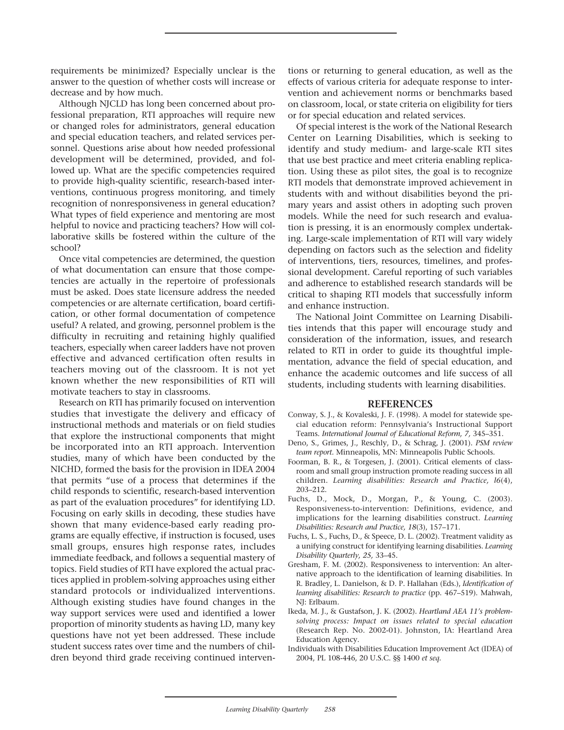requirements be minimized? Especially unclear is the answer to the question of whether costs will increase or decrease and by how much.

Although NJCLD has long been concerned about professional preparation, RTI approaches will require new or changed roles for administrators, general education and special education teachers, and related services personnel. Questions arise about how needed professional development will be determined, provided, and followed up. What are the specific competencies required to provide high-quality scientific, research-based interventions, continuous progress monitoring, and timely recognition of nonresponsiveness in general education? What types of field experience and mentoring are most helpful to novice and practicing teachers? How will collaborative skills be fostered within the culture of the school?

Once vital competencies are determined, the question of what documentation can ensure that those competencies are actually in the repertoire of professionals must be asked. Does state licensure address the needed competencies or are alternate certification, board certification, or other formal documentation of competence useful? A related, and growing, personnel problem is the difficulty in recruiting and retaining highly qualified teachers, especially when career ladders have not proven effective and advanced certification often results in teachers moving out of the classroom. It is not yet known whether the new responsibilities of RTI will motivate teachers to stay in classrooms.

Research on RTI has primarily focused on intervention studies that investigate the delivery and efficacy of instructional methods and materials or on field studies that explore the instructional components that might be incorporated into an RTI approach. Intervention studies, many of which have been conducted by the NICHD, formed the basis for the provision in IDEA 2004 that permits "use of a process that determines if the child responds to scientific, research-based intervention as part of the evaluation procedures" for identifying LD. Focusing on early skills in decoding, these studies have shown that many evidence-based early reading programs are equally effective, if instruction is focused, uses small groups, ensures high response rates, includes immediate feedback, and follows a sequential mastery of topics. Field studies of RTI have explored the actual practices applied in problem-solving approaches using either standard protocols or individualized interventions. Although existing studies have found changes in the way support services were used and identified a lower proportion of minority students as having LD, many key questions have not yet been addressed. These include student success rates over time and the numbers of children beyond third grade receiving continued interventions or returning to general education, as well as the effects of various criteria for adequate response to intervention and achievement norms or benchmarks based on classroom, local, or state criteria on eligibility for tiers or for special education and related services.

Of special interest is the work of the National Research Center on Learning Disabilities, which is seeking to identify and study medium- and large-scale RTI sites that use best practice and meet criteria enabling replication. Using these as pilot sites, the goal is to recognize RTI models that demonstrate improved achievement in students with and without disabilities beyond the primary years and assist others in adopting such proven models. While the need for such research and evaluation is pressing, it is an enormously complex undertaking. Large-scale implementation of RTI will vary widely depending on factors such as the selection and fidelity of interventions, tiers, resources, timelines, and professional development. Careful reporting of such variables and adherence to established research standards will be critical to shaping RTI models that successfully inform and enhance instruction.

The National Joint Committee on Learning Disabilities intends that this paper will encourage study and consideration of the information, issues, and research related to RTI in order to guide its thoughtful implementation, advance the field of special education, and enhance the academic outcomes and life success of all students, including students with learning disabilities.

## REFERENCES

Conway, S. J., & Kovaleski, J. F. (1998). A model for statewide special education reform: Pennsylvania's Instructional Support Teams. *International Journal of Educational Reform, 7,* 345–351.

Deno, S., Grimes, J., Reschly, D., & Schrag, J. (2001). *PSM review team report.* Minneapolis, MN: Minneapolis Public Schools.

Foorman, B. R., & Torgesen, J. (2001). Critical elements of classroom and small group instruction promote reading success in all children. *Learning disabilities: Research and Practice, 16*(4), 203–212.

Fuchs, D., Mock, D., Morgan, P., & Young, C. (2003). Responsiveness-to-intervention: Definitions, evidence, and implications for the learning disabilities construct. *Learning Disabilities: Research and Practice, 18*(3), 157–171.

Fuchs, L. S., Fuchs, D., & Speece, D. L. (2002). Treatment validity as a unifying construct for identifying learning disabilities. *Learning Disability Quarterly, 25,* 33–45.

Gresham, F. M. (2002). Responsiveness to intervention: An alternative approach to the identification of learning disabilities. In R. Bradley, L. Danielson, & D. P. Hallahan (Eds.), *Identification of learning disabilities: Research to practice* (pp. 467–519). Mahwah, NJ: Erlbaum.

Ikeda, M. J., & Gustafson, J. K. (2002). *Heartland AEA 11's problem-solving process: Impact on issues related to special education* (Research Rep. No. 2002-01). Johnston, IA: Heartland Area Education Agency.

Individuals with Disabilities Education Improvement Act (IDEA) of 2004, PL 108-446, 20 U.S.C. §§ 1400 *et seq.*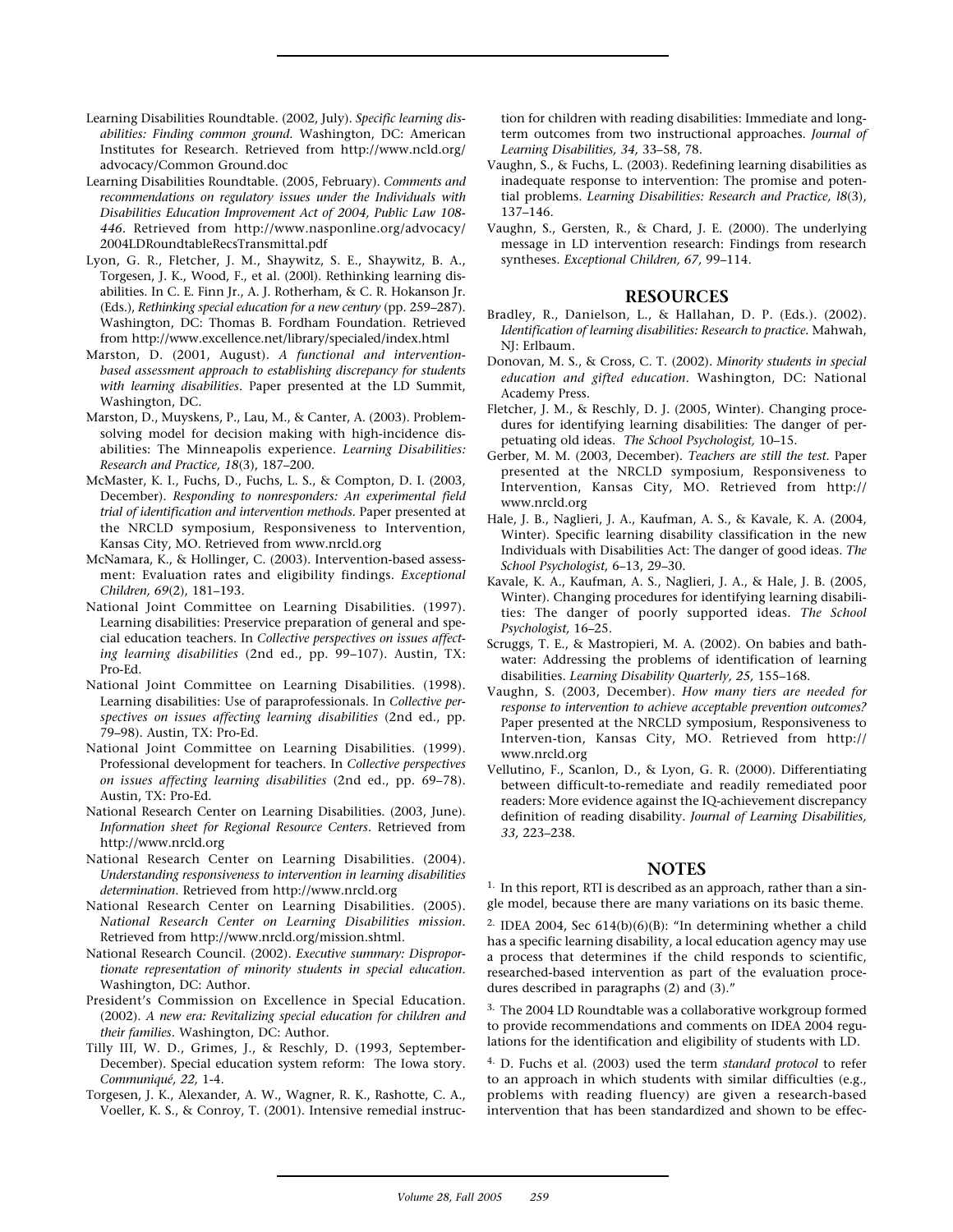Learning Disabilities Roundtable. (2002, July). *Specific learning disabilities: Finding common ground.* Washington, DC: American Institutes for Research. Retrieved from http://www.ncld.org/advocacy/Common Ground.doc

Learning Disabilities Roundtable. (2005, February). *Comments and recommendations on regulatory issues under the Individuals with Disabilities Education Improvement Act of 2004, Public Law 108-446.* Retrieved from http://www.nasponline.org/advocacy/2004LDRoundtableRecsTransmittal.pdf

Lyon, G. R., Fletcher, J. M., Shaywitz, S. E., Shaywitz, B. A., Torgesen, J. K., Wood, F., et al. (200l). Rethinking learning disabilities. In C. E. Finn Jr., A. J. Rotherham, & C. R. Hokanson Jr. (Eds.), *Rethinking special education for a new century* (pp. 259–287). Washington, DC: Thomas B. Fordham Foundation. Retrieved from http://www.excellence.net/library/specialed/index.html

Marston, D. (2001, August). *A functional and intervention-based assessment approach to establishing discrepancy for students with learning disabilities.* Paper presented at the LD Summit, Washington, DC.

Marston, D., Muyskens, P., Lau, M., & Canter, A. (2003). Problem-solving model for decision making with high-incidence disabilities: The Minneapolis experience. *Learning Disabilities: Research and Practice, 18*(3), 187–200.

McMaster, K. I., Fuchs, D., Fuchs, L. S., & Compton, D. I. (2003, December). *Responding to nonresponders: An experimental field trial of identification and intervention methods.* Paper presented at the NRCLD symposium, Responsiveness to Intervention, Kansas City, MO. Retrieved from www.nrcld.org

McNamara, K., & Hollinger, C. (2003). Intervention-based assessment: Evaluation rates and eligibility findings. *Exceptional Children, 69*(2), 181–193.

National Joint Committee on Learning Disabilities. (1997). Learning disabilities: Preservice preparation of general and special education teachers. In *Collective perspectives on issues affecting learning disabilities* (2nd ed., pp. 99–107). Austin, TX: Pro-Ed.

National Joint Committee on Learning Disabilities. (1998). Learning disabilities: Use of paraprofessionals. In *Collective perspectives on issues affecting learning disabilities* (2nd ed., pp. 79–98). Austin, TX: Pro-Ed.

National Joint Committee on Learning Disabilities. (1999). Professional development for teachers. In *Collective perspectives on issues affecting learning disabilities* (2nd ed., pp. 69–78). Austin, TX: Pro-Ed.

National Research Center on Learning Disabilities. (2003, June). *Information sheet for Regional Resource Centers*. Retrieved from http://www.nrcld.org

National Research Center on Learning Disabilities. (2004). *Understanding responsiveness to intervention in learning disabilities determination.* Retrieved from http://www.nrcld.org

National Research Center on Learning Disabilities. (2005). *National Research Center on Learning Disabilities mission.* Retrieved from http://www.nrcld.org/mission.shtml.

National Research Council. (2002). *Executive summary: Disproportionate representation of minority students in special education.* Washington, DC: Author.

President's Commission on Excellence in Special Education. (2002). *A new era: Revitalizing special education for children and their families.* Washington, DC: Author.

Tilly III, W. D., Grimes, J., & Reschly, D. (1993, September-December). Special education system reform: The Iowa story. *Communiqué, 22,* 1-4.

Torgesen, J. K., Alexander, A. W., Wagner, R. K., Rashotte, C. A., Voeller, K. S., & Conroy, T. (2001). Intensive remedial instruction for children with reading disabilities: Immediate and long-term outcomes from two instructional approaches. *Journal of Learning Disabilities, 34,* 33–58, 78.

Vaughn, S., & Fuchs, L. (2003). Redefining learning disabilities as inadequate response to intervention: The promise and potential problems. *Learning Disabilities: Research and Practice, l8*(3), 137–146.

Vaughn, S., Gersten, R., & Chard, J. E. (2000). The underlying message in LD intervention research: Findings from research syntheses. *Exceptional Children, 67,* 99–114.

## RESOURCES

Bradley, R., Danielson, L., & Hallahan, D. P. (Eds.). (2002). *Identification of learning disabilities: Research to practice.* Mahwah, NJ: Erlbaum.

Donovan, M. S., & Cross, C. T. (2002). *Minority students in special education and gifted education.* Washington, DC: National Academy Press.

Fletcher, J. M., & Reschly, D. J. (2005, Winter). Changing procedures for identifying learning disabilities: The danger of perpetuating old ideas. *The School Psychologist,* 10–15.

Gerber, M. M. (2003, December). *Teachers are still the test.* Paper presented at the NRCLD symposium, Responsiveness to Intervention, Kansas City, MO. Retrieved from http://www.nrcld.org

Hale, J. B., Naglieri, J. A., Kaufman, A. S., & Kavale, K. A. (2004, Winter). Specific learning disability classification in the new Individuals with Disabilities Act: The danger of good ideas. *The School Psychologist,* 6–13, 29–30.

Kavale, K. A., Kaufman, A. S., Naglieri, J. A., & Hale, J. B. (2005, Winter). Changing procedures for identifying learning disabilities: The danger of poorly supported ideas. *The School Psychologist,* 16–25.

Scruggs, T. E., & Mastropieri, M. A. (2002). On babies and bathwater: Addressing the problems of identification of learning disabilities. *Learning Disability Quarterly, 25,* 155–168.

Vaughn, S. (2003, December). *How many tiers are needed for response to intervention to achieve acceptable prevention outcomes?* Paper presented at the NRCLD symposium, Responsiveness to Interven-tion, Kansas City, MO. Retrieved from http://www.nrcld.org

Vellutino, F., Scanlon, D., & Lyon, G. R. (2000). Differentiating between difficult-to-remediate and readily remediated poor readers: More evidence against the IQ-achievement discrepancy definition of reading disability. *Journal of Learning Disabilities, 33,* 223–238.

## NOTES

[1] In this report, RTI is described as an approach, rather than a single model, because there are many variations on its basic theme.

[2] IDEA 2004, Sec 614(b)(6)(B): "In determining whether a child has a specific learning disability, a local education agency may use a process that determines if the child responds to scientific, researched-based intervention as part of the evaluation procedures described in paragraphs (2) and (3)."

[3] The 2004 LD Roundtable was a collaborative workgroup formed to provide recommendations and comments on IDEA 2004 regulations for the identification and eligibility of students with LD.

[4] D. Fuchs et al. (2003) used the term *standard protocol* to refer to an approach in which students with similar difficulties (e.g., problems with reading fluency) are given a research-based intervention that has been standardized and shown to be effec-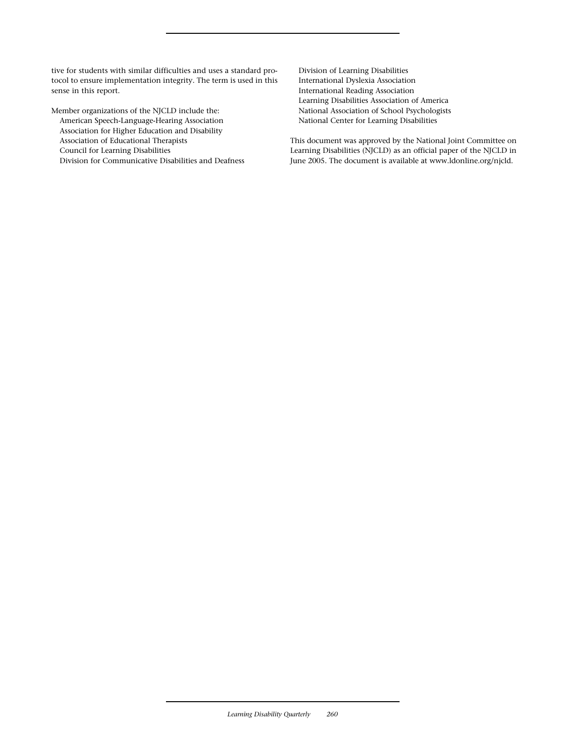tive for students with similar difficulties and uses a standard protocol to ensure implementation integrity. The term is used in this sense in this report.

Member organizations of the NJCLD include the:

- American Speech-Language-Hearing Association
- Association for Higher Education and Disability
- Association of Educational Therapists
- Council for Learning Disabilities
- Division for Communicative Disabilities and Deafness
- Division of Learning Disabilities
- International Dyslexia Association
- International Reading Association
- Learning Disabilities Association of America
- National Association of School Psychologists
- National Center for Learning Disabilities

This document was approved by the National Joint Committee on Learning Disabilities (NJCLD) as an official paper of the NJCLD in June 2005. The document is available at www.ldonline.org/njcld.